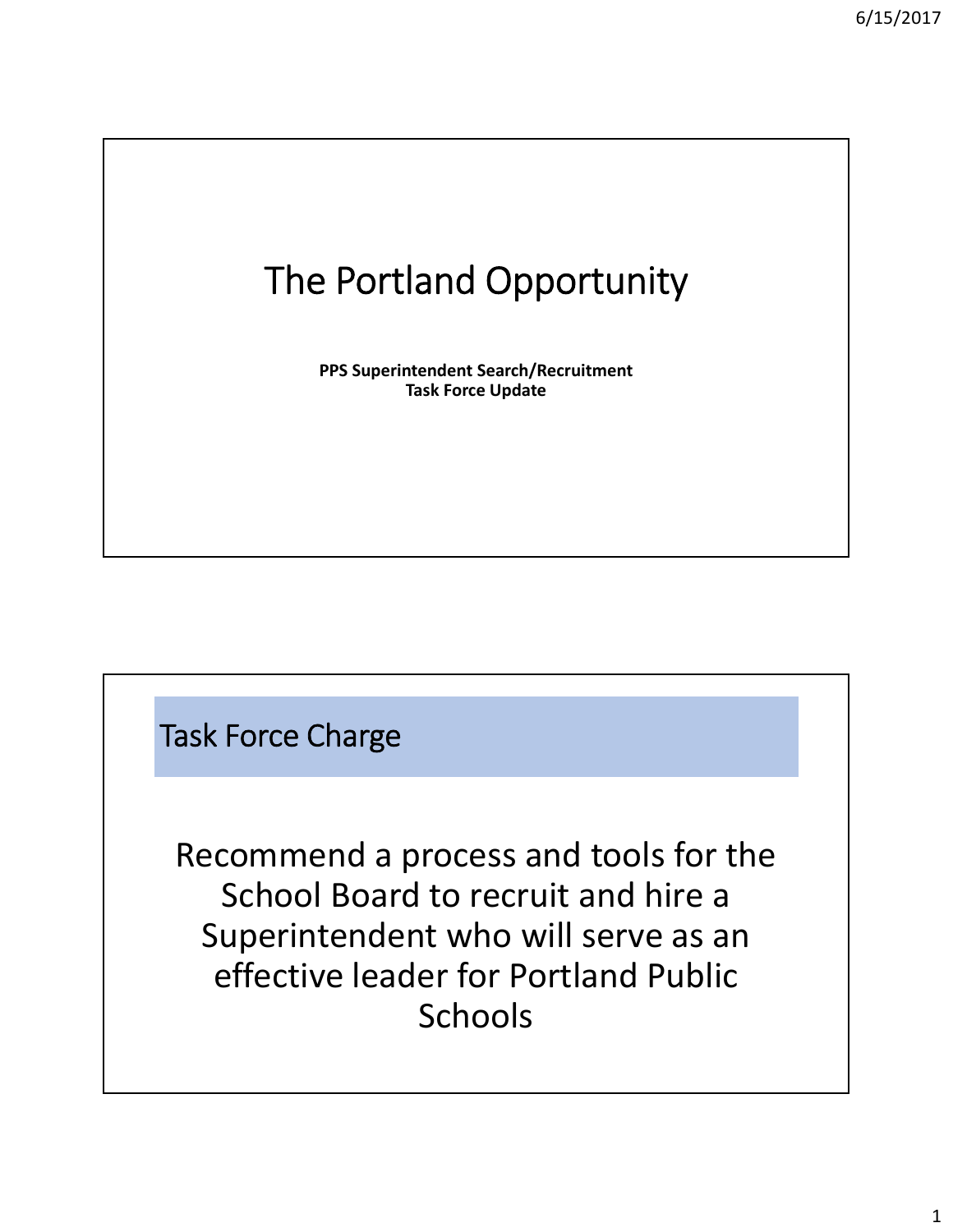# The Portland Opportunity

**PPS Superintendent Search/Recruitment**
**Task Force Update**

## Task Force Charge

Recommend a process and tools for the School Board to recruit and hire a Superintendent who will serve as an effective leader for Portland Public Schools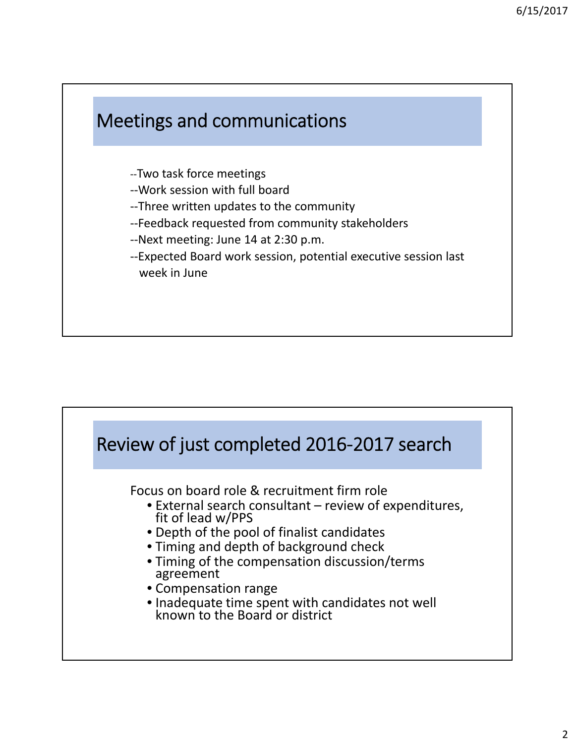## Meetings and communications

--Two task force meetings
--Work session with full board
--Three written updates to the community
--Feedback requested from community stakeholders
--Next meeting: June 14 at 2:30 p.m.
--Expected Board work session, potential executive session last week in June

## Review of just completed 2016-2017 search

Focus on board role & recruitment firm role

- External search consultant – review of expenditures, fit of lead w/PPS
- Depth of the pool of finalist candidates
- Timing and depth of background check
- Timing of the compensation discussion/terms agreement
- Compensation range
- Inadequate time spent with candidates not well known to the Board or district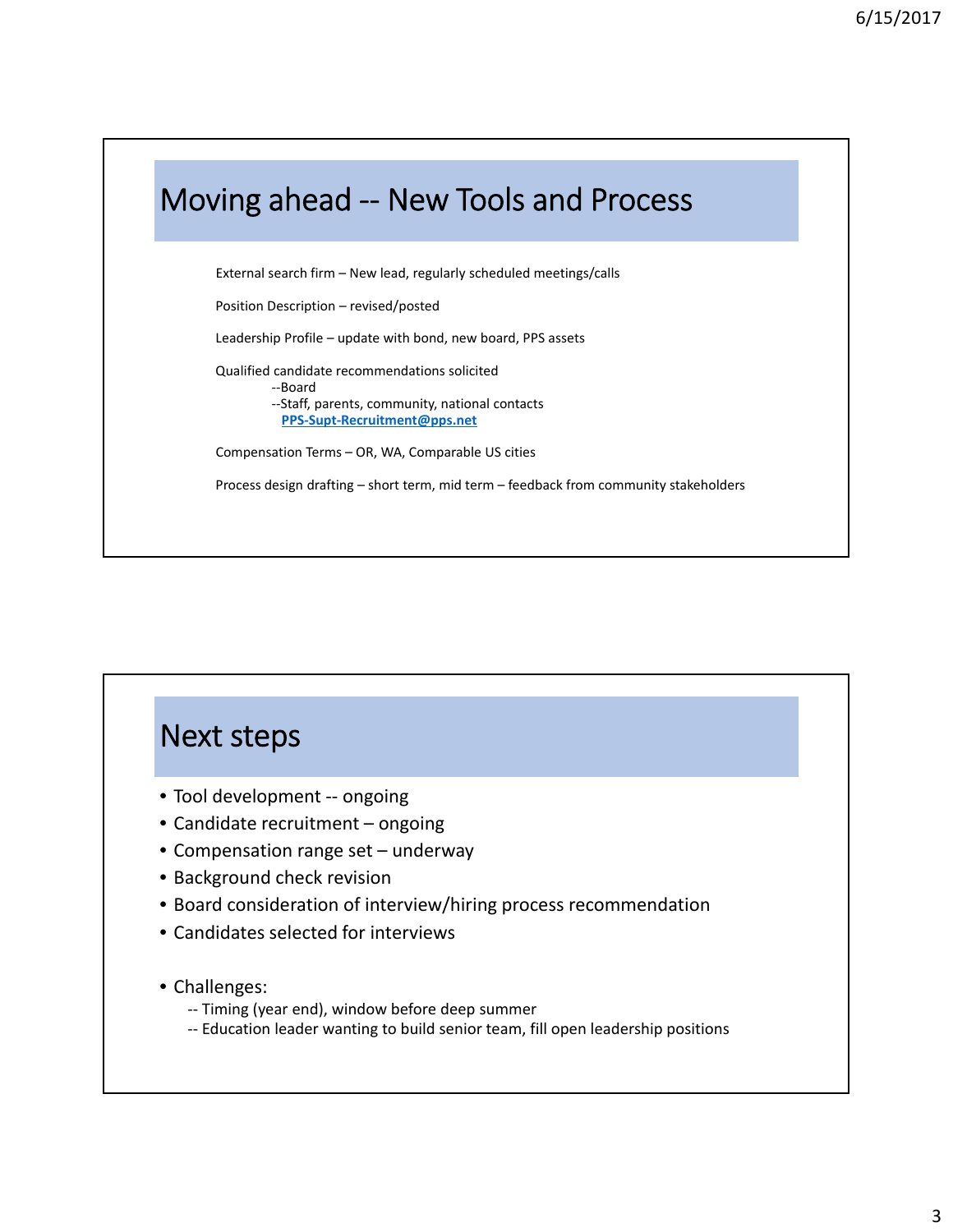## Moving ahead -- New Tools and Process

External search firm – New lead, regularly scheduled meetings/calls

Position Description – revised/posted

Leadership Profile – update with bond, new board, PPS assets

Qualified candidate recommendations solicited
- --Board
- --Staff, parents, community, national contacts
  **PPS-Supt-Recruitment@pps.net**

Compensation Terms – OR, WA, Comparable US cities

Process design drafting – short term, mid term – feedback from community stakeholders

## Next steps

- Tool development -- ongoing
- Candidate recruitment – ongoing
- Compensation range set – underway
- Background check revision
- Board consideration of interview/hiring process recommendation
- Candidates selected for interviews

- Challenges:
  - -- Timing (year end), window before deep summer
  - -- Education leader wanting to build senior team, fill open leadership positions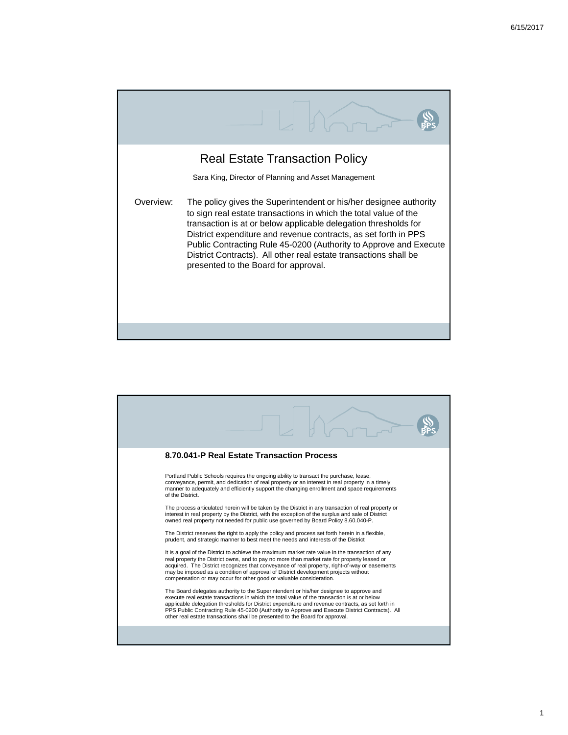# Real Estate Transaction Policy

Sara King, Director of Planning and Asset Management

Overview: The policy gives the Superintendent or his/her designee authority to sign real estate transactions in which the total value of the transaction is at or below applicable delegation thresholds for District expenditure and revenue contracts, as set forth in PPS Public Contracting Rule 45-0200 (Authority to Approve and Execute District Contracts). All other real estate transactions shall be presented to the Board for approval.

## 8.70.041-P Real Estate Transaction Process

Portland Public Schools requires the ongoing ability to transact the purchase, lease, conveyance, permit, and dedication of real property or an interest in real property in a timely manner to adequately and efficiently support the changing enrollment and space requirements of the District.

The process articulated herein will be taken by the District in any transaction of real property or interest in real property by the District, with the exception of the surplus and sale of District owned real property not needed for public use governed by Board Policy 8.60.040-P.

The District reserves the right to apply the policy and process set forth herein in a flexible, prudent, and strategic manner to best meet the needs and interests of the District

It is a goal of the District to achieve the maximum market rate value in the transaction of any real property the District owns, and to pay no more than market rate for property leased or acquired. The District recognizes that conveyance of real property, right-of-way or easements may be imposed as a condition of approval of District development projects without compensation or may occur for other good or valuable consideration.

The Board delegates authority to the Superintendent or his/her designee to approve and execute real estate transactions in which the total value of the transaction is at or below applicable delegation thresholds for District expenditure and revenue contracts, as set forth in PPS Public Contracting Rule 45-0200 (Authority to Approve and Execute District Contracts). All other real estate transactions shall be presented to the Board for approval.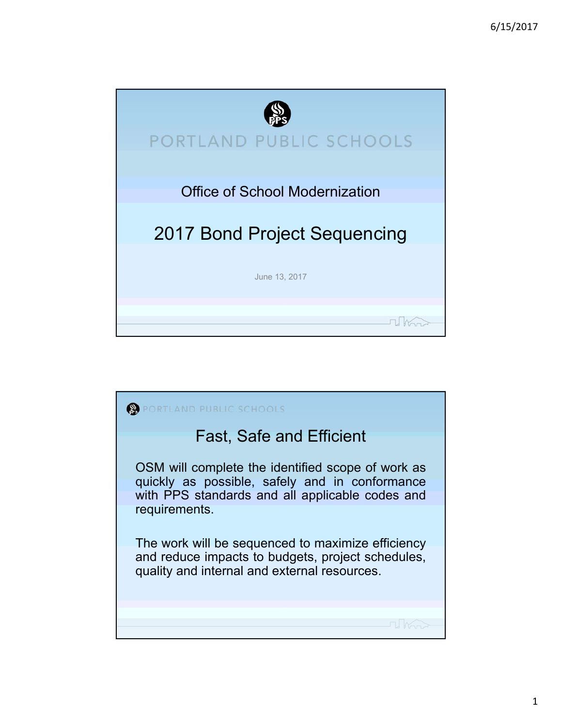PORTLAND PUBLIC SCHOOLS

Office of School Modernization

# 2017 Bond Project Sequencing

June 13, 2017

---

PORTLAND PUBLIC SCHOOLS

## Fast, Safe and Efficient

OSM will complete the identified scope of work as quickly as possible, safely and in conformance with PPS standards and all applicable codes and requirements.

The work will be sequenced to maximize efficiency and reduce impacts to budgets, project schedules, quality and internal and external resources.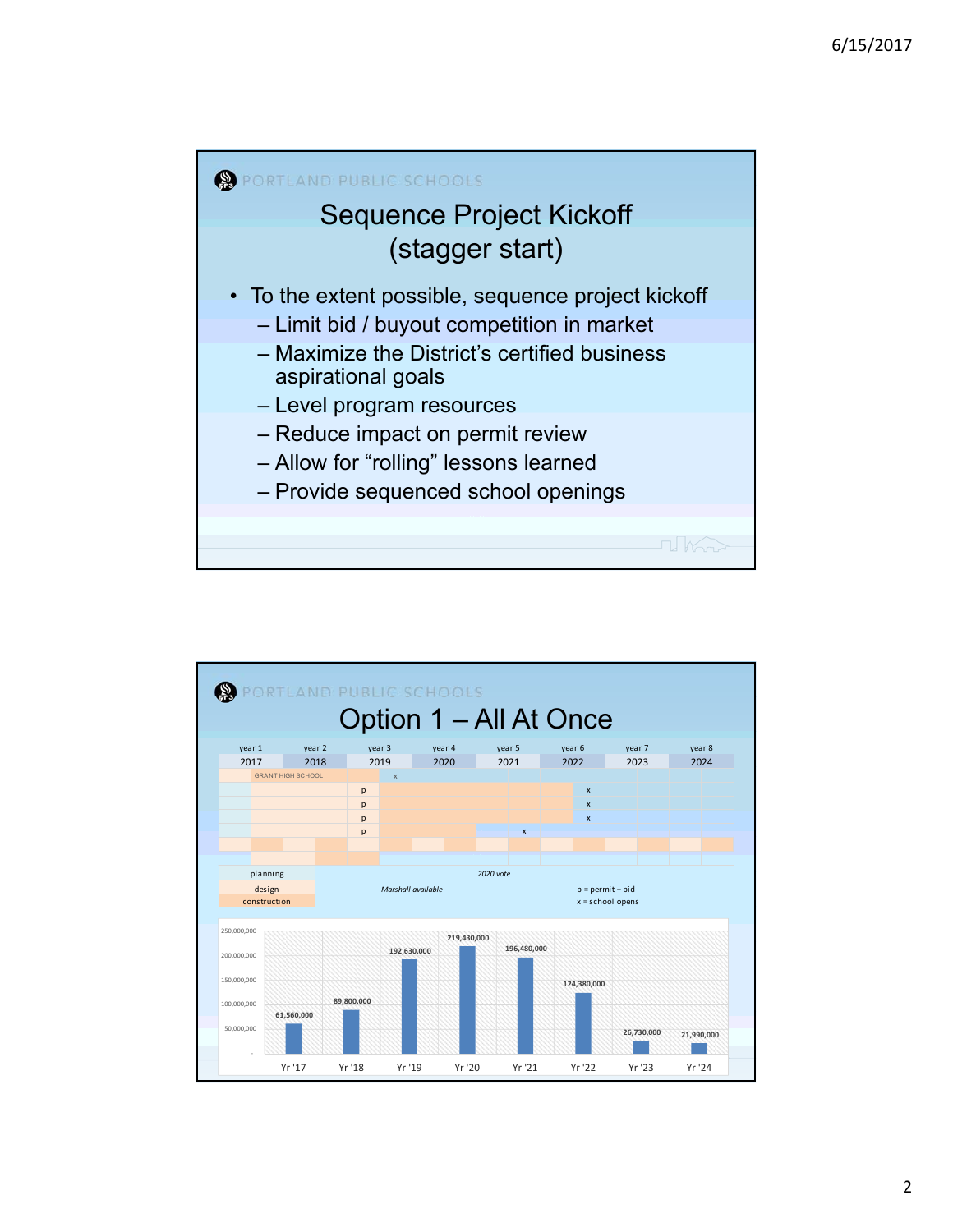PORTLAND PUBLIC SCHOOLS

## Sequence Project Kickoff (stagger start)

- To the extent possible, sequence project kickoff
  - Limit bid / buyout competition in market
  - Maximize the District's certified business aspirational goals
  - Level program resources
  - Reduce impact on permit review
  - Allow for "rolling" lessons learned
  - Provide sequenced school openings

PORTLAND PUBLIC SCHOOLS

## Option 1 – All At Once

| year 1 | year 2 | year 3 | year 4 | year 5 | year 6 | year 7 | year 8 |
|---|---|---|---|---|---|---|---|
| 2017 | 2018 | 2019 | 2020 | 2021 | 2022 | 2023 | 2024 |

GRANT HIGH SCHOOL

planning
design
construction

*Marshall available*

*2020 vote*

p = permit + bid
x = school opens

| | Yr '17 | Yr '18 | Yr '19 | Yr '20 | Yr '21 | Yr '22 | Yr '23 | Yr '24 |
|---|---|---|---|---|---|---|---|---|
| Amount | 61,560,000 | 89,800,000 | 192,630,000 | 219,430,000 | 196,480,000 | 124,380,000 | 26,730,000 | 21,990,000 |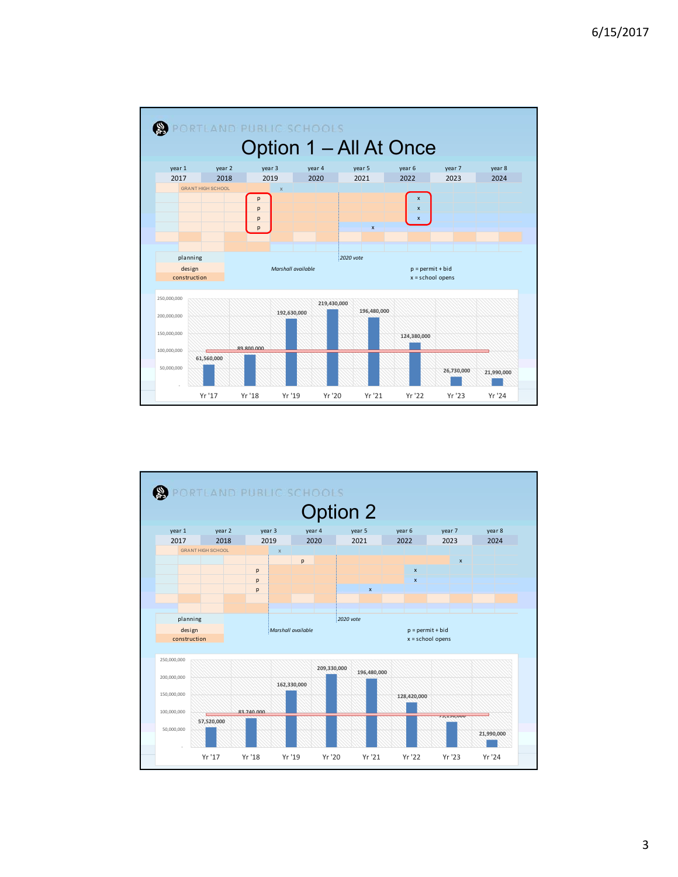## Option 1 – All At Once

PORTLAND PUBLIC SCHOOLS

| year 1 | year 2 | year 3 | year 4 | year 5 | year 6 | year 7 | year 8 |
|---|---|---|---|---|---|---|---|
| 2017 | 2018 | 2019 | 2020 | 2021 | 2022 | 2023 | 2024 |

GRANT HIGH SCHOOL

planning, design, construction

*Marshall available* — *2020 vote*

p = permit + bid
x = school opens

| Year | Amount |
|---|---|
| Yr '17 | 61,560,000 |
| Yr '18 | 89,800,000 |
| Yr '19 | 192,630,000 |
| Yr '20 | 219,430,000 |
| Yr '21 | 196,480,000 |
| Yr '22 | 124,380,000 |
| Yr '23 | 26,730,000 |
| Yr '24 | 21,990,000 |

## Option 2

PORTLAND PUBLIC SCHOOLS

| year 1 | year 2 | year 3 | year 4 | year 5 | year 6 | year 7 | year 8 |
|---|---|---|---|---|---|---|---|
| 2017 | 2018 | 2019 | 2020 | 2021 | 2022 | 2023 | 2024 |

GRANT HIGH SCHOOL

planning, design, construction

*Marshall available* — *2020 vote*

p = permit + bid
x = school opens

| Year | Amount |
|---|---|
| Yr '17 | 57,520,000 |
| Yr '18 | 83,740,000 |
| Yr '19 | 162,330,000 |
| Yr '20 | 209,330,000 |
| Yr '21 | 196,480,000 |
| Yr '22 | 128,420,000 |
| Yr '23 | 73,190,000 |
| Yr '24 | 21,990,000 |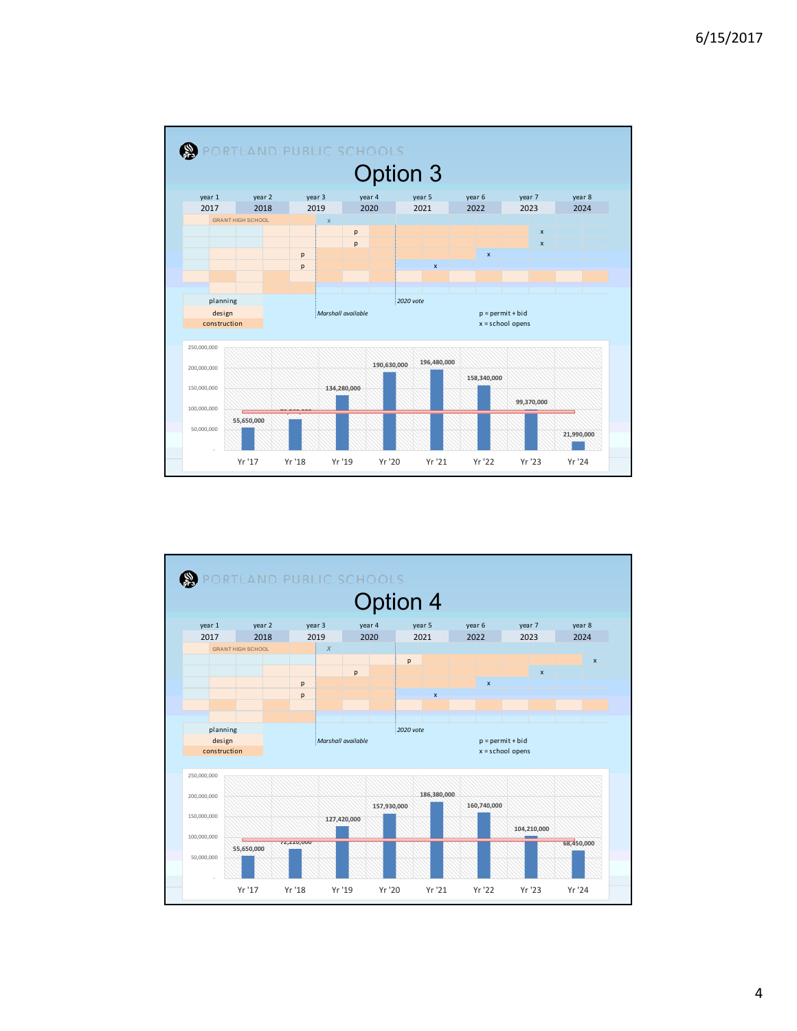# Option 3

PORTLAND PUBLIC SCHOOLS

| year 1 | year 2 | year 3 | year 4 | year 5 | year 6 | year 7 | year 8 |
|---|---|---|---|---|---|---|---|
| 2017 | 2018 | 2019 | 2020 | 2021 | 2022 | 2023 | 2024 |

GRANT HIGH SCHOOL

planning
design
construction

*Marshall available*

*2020 vote*

p = permit + bid
x = school opens

| Yr '17 | Yr '18 | Yr '19 | Yr '20 | Yr '21 | Yr '22 | Yr '23 | Yr '24 |
|---|---|---|---|---|---|---|---|
| 55,650,000 | 7?,???,??? | 134,280,000 | 190,630,000 | 196,480,000 | 158,340,000 | 99,370,000 | 21,990,000 |

# Option 4

PORTLAND PUBLIC SCHOOLS

| year 1 | year 2 | year 3 | year 4 | year 5 | year 6 | year 7 | year 8 |
|---|---|---|---|---|---|---|---|
| 2017 | 2018 | 2019 | 2020 | 2021 | 2022 | 2023 | 2024 |

GRANT HIGH SCHOOL

planning
design
construction

*Marshall available*

*2020 vote*

p = permit + bid
x = school opens

| Yr '17 | Yr '18 | Yr '19 | Yr '20 | Yr '21 | Yr '22 | Yr '23 | Yr '24 |
|---|---|---|---|---|---|---|---|
| 55,650,000 | 72,220,000 | 127,420,000 | 157,930,000 | 186,380,000 | 160,740,000 | 104,210,000 | 68,450,000 |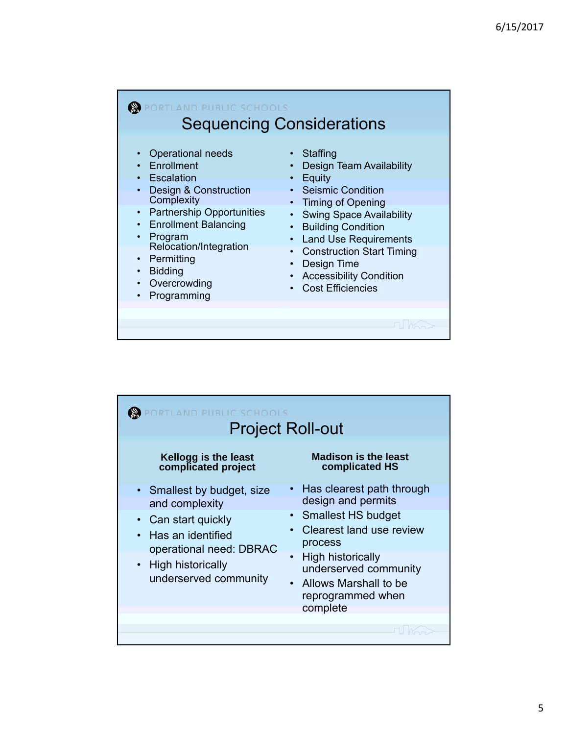PORTLAND PUBLIC SCHOOLS

## Sequencing Considerations

- Operational needs
- Enrollment
- Escalation
- Design & Construction Complexity
- Partnership Opportunities
- Enrollment Balancing
- Program Relocation/Integration
- Permitting
- Bidding
- Overcrowding
- Programming
- Staffing
- Design Team Availability
- Equity
- Seismic Condition
- Timing of Opening
- Swing Space Availability
- Building Condition
- Land Use Requirements
- Construction Start Timing
- Design Time
- Accessibility Condition
- Cost Efficiencies

PORTLAND PUBLIC SCHOOLS

## Project Roll-out

**Kellogg is the least complicated project**

- Smallest by budget, size and complexity
- Can start quickly
- Has an identified operational need: DBRAC
- High historically underserved community

**Madison is the least complicated HS**

- Has clearest path through design and permits
- Smallest HS budget
- Clearest land use review process
- High historically underserved community
- Allows Marshall to be reprogrammed when complete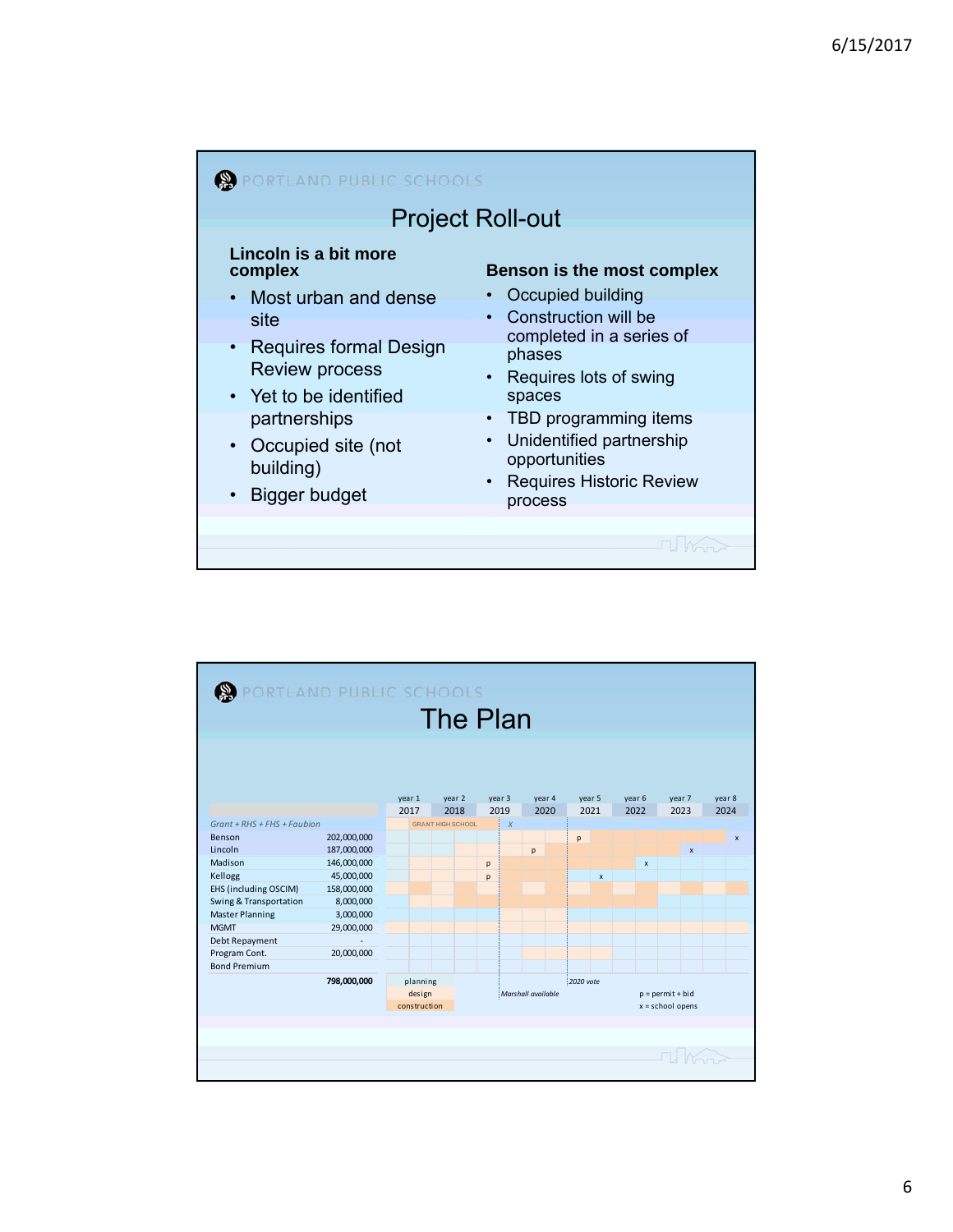## Project Roll-out

**Lincoln is a bit more complex**

- Most urban and dense site
- Requires formal Design Review process
- Yet to be identified partnerships
- Occupied site (not building)
- Bigger budget

**Benson is the most complex**

- Occupied building
- Construction will be completed in a series of phases
- Requires lots of swing spaces
- TBD programming items
- Unidentified partnership opportunities
- Requires Historic Review process

## The Plan

| | | year 1 2017 | year 2 2018 | year 3 2019 | year 4 2020 | year 5 2021 | year 6 2022 | year 7 2023 | year 8 2024 |
|---|---|---|---|---|---|---|---|---|---|
| *Grant + RHS + FHS + Faubion* | | GRANT HIGH SCHOOL | | x | | | | | |
| Benson | 202,000,000 | | | | | p | | | x |
| Lincoln | 187,000,000 | | | | p | | | x | |
| Madison | 146,000,000 | | | p | | | x | | |
| Kellogg | 45,000,000 | | | p | | x | | | |
| EHS (including OSCIM) | 158,000,000 | | | | | | | | |
| Swing & Transportation | 8,000,000 | | | | | | | | |
| Master Planning | 3,000,000 | | | | | | | | |
| MGMT | 29,000,000 | | | | | | | | |
| Debt Repayment | - | | | | | | | | |
| Program Cont. | 20,000,000 | | | | | | | | |
| Bond Premium | | | | | | | | | |
| | **798,000,000** | | | | | | | | |

Legend: planning; design; construction

*Marshall available*

*2020 vote*

p = permit + bid

x = school opens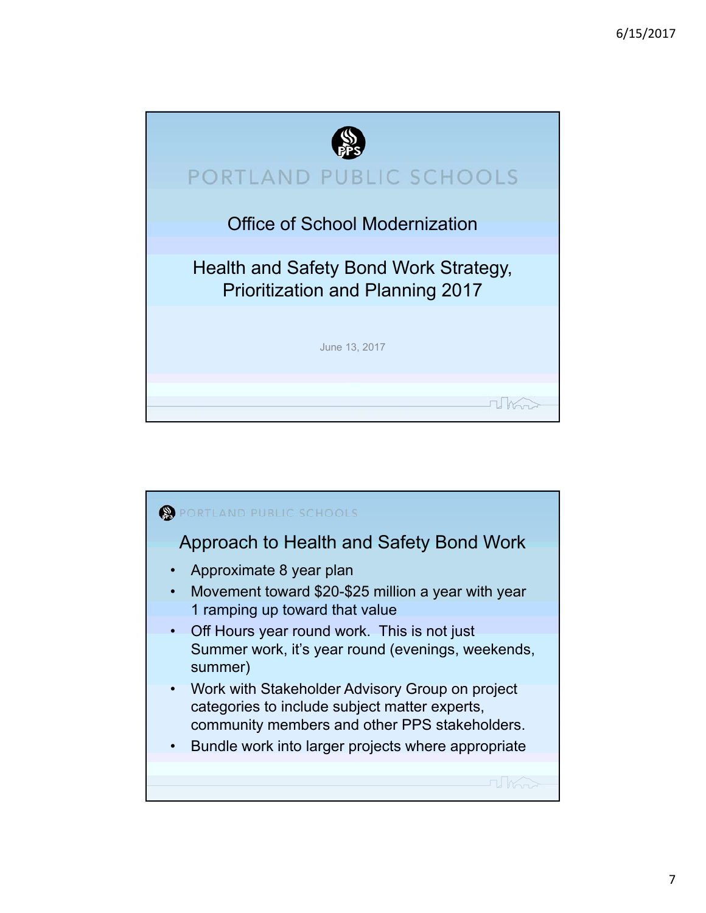PORTLAND PUBLIC SCHOOLS

Office of School Modernization

Health and Safety Bond Work Strategy, Prioritization and Planning 2017

June 13, 2017

PORTLAND PUBLIC SCHOOLS

## Approach to Health and Safety Bond Work

- Approximate 8 year plan
- Movement toward $20-$25 million a year with year 1 ramping up toward that value
- Off Hours year round work. This is not just Summer work, it's year round (evenings, weekends, summer)
- Work with Stakeholder Advisory Group on project categories to include subject matter experts, community members and other PPS stakeholders.
- Bundle work into larger projects where appropriate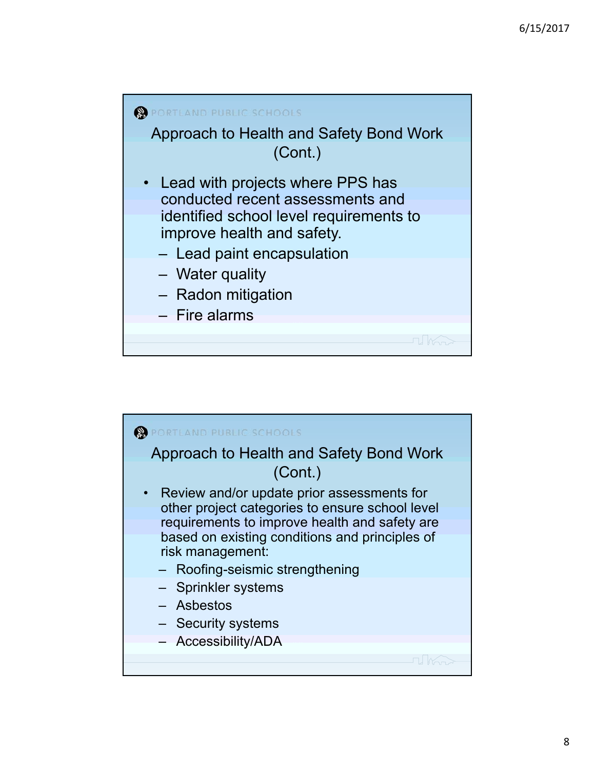PORTLAND PUBLIC SCHOOLS

## Approach to Health and Safety Bond Work (Cont.)

- Lead with projects where PPS has conducted recent assessments and identified school level requirements to improve health and safety.
  - Lead paint encapsulation
  - Water quality
  - Radon mitigation
  - Fire alarms

PORTLAND PUBLIC SCHOOLS

## Approach to Health and Safety Bond Work (Cont.)

- Review and/or update prior assessments for other project categories to ensure school level requirements to improve health and safety are based on existing conditions and principles of risk management:
  - Roofing-seismic strengthening
  - Sprinkler systems
  - Asbestos
  - Security systems
  - Accessibility/ADA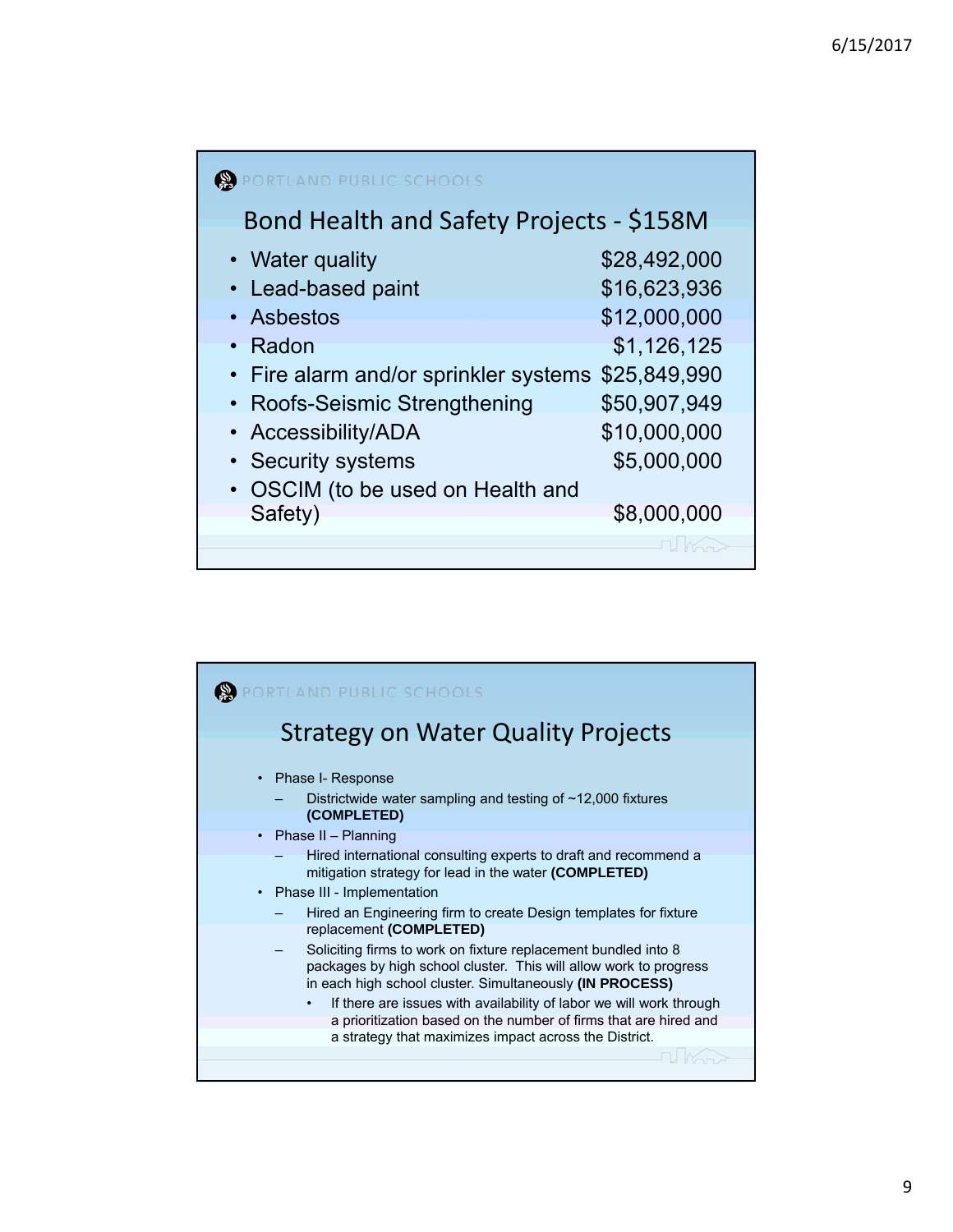PORTLAND PUBLIC SCHOOLS

## Bond Health and Safety Projects - $158M

| Project | Amount |
| --- | --- |
| Water quality | $28,492,000 |
| Lead-based paint | $16,623,936 |
| Asbestos | $12,000,000 |
| Radon | $1,126,125 |
| Fire alarm and/or sprinkler systems | $25,849,990 |
| Roofs-Seismic Strengthening | $50,907,949 |
| Accessibility/ADA | $10,000,000 |
| Security systems | $5,000,000 |
| OSCIM (to be used on Health and Safety) | $8,000,000 |

PORTLAND PUBLIC SCHOOLS

## Strategy on Water Quality Projects

- Phase I- Response
  - Districtwide water sampling and testing of ~12,000 fixtures **(COMPLETED)**
- Phase II – Planning
  - Hired international consulting experts to draft and recommend a mitigation strategy for lead in the water **(COMPLETED)**
- Phase III - Implementation
  - Hired an Engineering firm to create Design templates for fixture replacement **(COMPLETED)**
  - Soliciting firms to work on fixture replacement bundled into 8 packages by high school cluster. This will allow work to progress in each high school cluster. Simultaneously **(IN PROCESS)**
    - If there are issues with availability of labor we will work through a prioritization based on the number of firms that are hired and a strategy that maximizes impact across the District.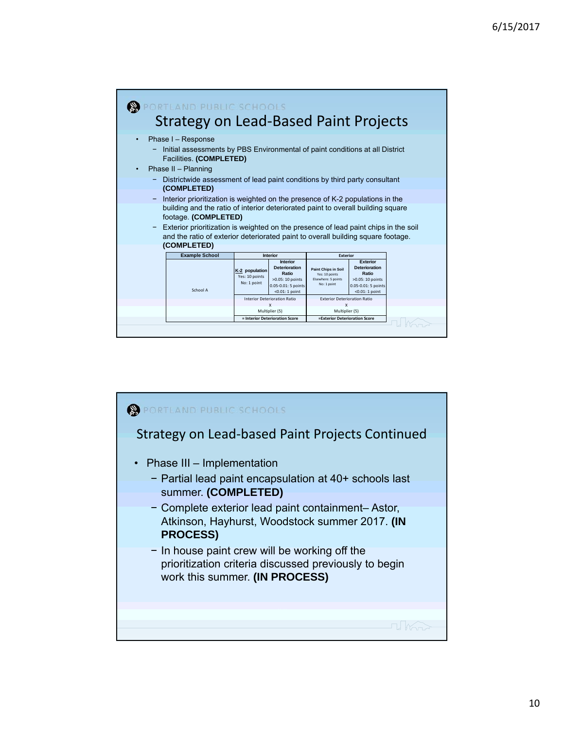## PORTLAND PUBLIC SCHOOLS

# Strategy on Lead-Based Paint Projects

- Phase I – Response
  - Initial assessments by PBS Environmental of paint conditions at all District Facilities. **(COMPLETED)**
- Phase II – Planning
  - Districtwide assessment of lead paint conditions by third party consultant **(COMPLETED)**
  - Interior prioritization is weighted on the presence of K-2 populations in the building and the ratio of interior deteriorated paint to overall building square footage. **(COMPLETED)**
  - Exterior prioritization is weighted on the presence of lead paint chips in the soil and the ratio of exterior deteriorated paint to overall building square footage. **(COMPLETED)**

| Example School | Interior | | Exterior | |
|---|---|---|---|---|
| | K-2 population<br>Yes: 10 points<br>No: 1 point | Interior Deterioration Ratio<br>>0.05: 10 points<br>0.05-0.01: 5 points<br><0.01: 1 point | Paint Chips in Soil<br>Yes: 10 points<br>Elsewhere: 5 points<br>No: 1 point | Exterior Deterioration Ratio<br>>0.05: 10 points<br>0.05-0.01: 5 points<br><0.01: 1 point |
| School A | Interior Deterioration Ratio<br>X<br>Multiplier (5) | | Exterior Deterioration Ratio<br>X<br>Multiplier (5) | |
| | = Interior Deterioration Score | | =Exterior Deterioration Score | |

## PORTLAND PUBLIC SCHOOLS

# Strategy on Lead-based Paint Projects Continued

- Phase III – Implementation
  - Partial lead paint encapsulation at 40+ schools last summer. **(COMPLETED)**
  - Complete exterior lead paint containment– Astor, Atkinson, Hayhurst, Woodstock summer 2017. **(IN PROCESS)**
  - In house paint crew will be working off the prioritization criteria discussed previously to begin work this summer. **(IN PROCESS)**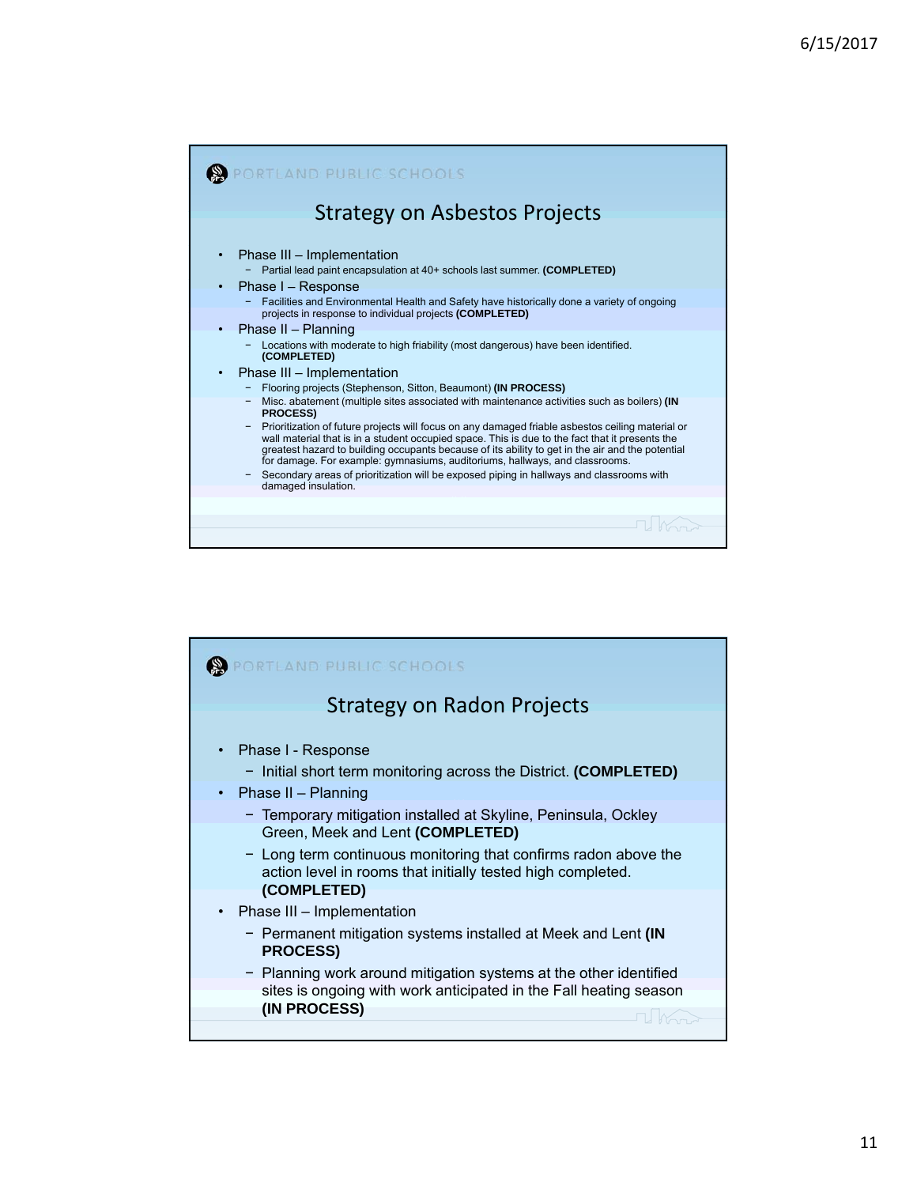PORTLAND PUBLIC SCHOOLS

## Strategy on Asbestos Projects

- Phase III – Implementation
  - Partial lead paint encapsulation at 40+ schools last summer. **(COMPLETED)**
- Phase I – Response
  - Facilities and Environmental Health and Safety have historically done a variety of ongoing projects in response to individual projects **(COMPLETED)**
- Phase II – Planning
  - Locations with moderate to high friability (most dangerous) have been identified. **(COMPLETED)**
- Phase III – Implementation
  - Flooring projects (Stephenson, Sitton, Beaumont) **(IN PROCESS)**
  - Misc. abatement (multiple sites associated with maintenance activities such as boilers) **(IN PROCESS)**
  - Prioritization of future projects will focus on any damaged friable asbestos ceiling material or wall material that is in a student occupied space. This is due to the fact that it presents the greatest hazard to building occupants because of its ability to get in the air and the potential for damage. For example: gymnasiums, auditoriums, hallways, and classrooms.
  - Secondary areas of prioritization will be exposed piping in hallways and classrooms with damaged insulation.

PORTLAND PUBLIC SCHOOLS

## Strategy on Radon Projects

- Phase I - Response
  - Initial short term monitoring across the District. **(COMPLETED)**
- Phase II – Planning
  - Temporary mitigation installed at Skyline, Peninsula, Ockley Green, Meek and Lent **(COMPLETED)**
  - Long term continuous monitoring that confirms radon above the action level in rooms that initially tested high completed. **(COMPLETED)**
- Phase III – Implementation
  - Permanent mitigation systems installed at Meek and Lent **(IN PROCESS)**
  - Planning work around mitigation systems at the other identified sites is ongoing with work anticipated in the Fall heating season **(IN PROCESS)**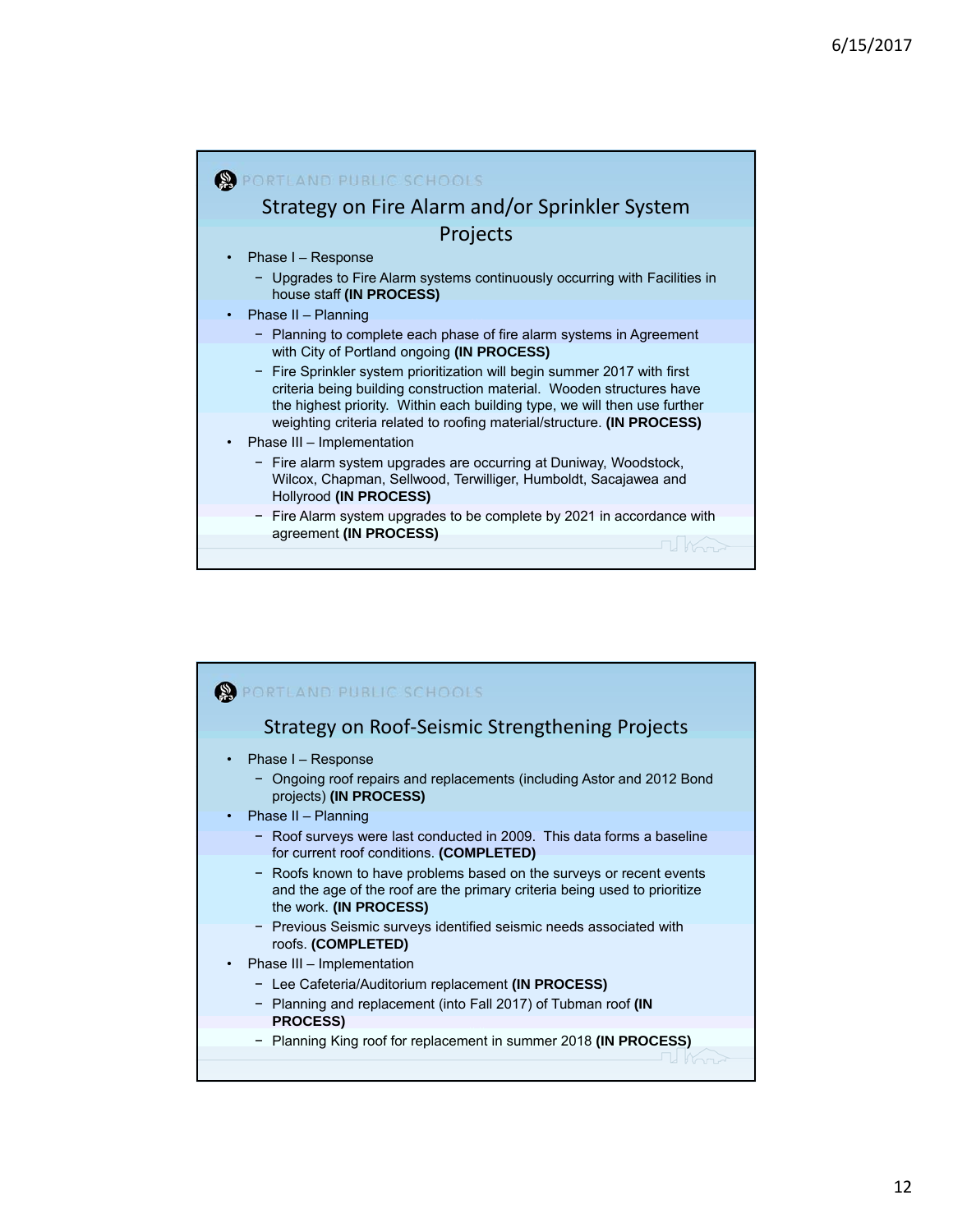PORTLAND PUBLIC SCHOOLS

## Strategy on Fire Alarm and/or Sprinkler System Projects

- Phase I – Response
  - Upgrades to Fire Alarm systems continuously occurring with Facilities in house staff **(IN PROCESS)**
- Phase II – Planning
  - Planning to complete each phase of fire alarm systems in Agreement with City of Portland ongoing **(IN PROCESS)**
  - Fire Sprinkler system prioritization will begin summer 2017 with first criteria being building construction material. Wooden structures have the highest priority. Within each building type, we will then use further weighting criteria related to roofing material/structure. **(IN PROCESS)**
- Phase III – Implementation
  - Fire alarm system upgrades are occurring at Duniway, Woodstock, Wilcox, Chapman, Sellwood, Terwilliger, Humboldt, Sacajawea and Hollyrood **(IN PROCESS)**
  - Fire Alarm system upgrades to be complete by 2021 in accordance with agreement **(IN PROCESS)**

PORTLAND PUBLIC SCHOOLS

## Strategy on Roof-Seismic Strengthening Projects

- Phase I – Response
  - Ongoing roof repairs and replacements (including Astor and 2012 Bond projects) **(IN PROCESS)**
- Phase II – Planning
  - Roof surveys were last conducted in 2009. This data forms a baseline for current roof conditions. **(COMPLETED)**
  - Roofs known to have problems based on the surveys or recent events and the age of the roof are the primary criteria being used to prioritize the work. **(IN PROCESS)**
  - Previous Seismic surveys identified seismic needs associated with roofs. **(COMPLETED)**
- Phase III – Implementation
  - Lee Cafeteria/Auditorium replacement **(IN PROCESS)**
  - Planning and replacement (into Fall 2017) of Tubman roof **(IN PROCESS)**
  - Planning King roof for replacement in summer 2018 **(IN PROCESS)**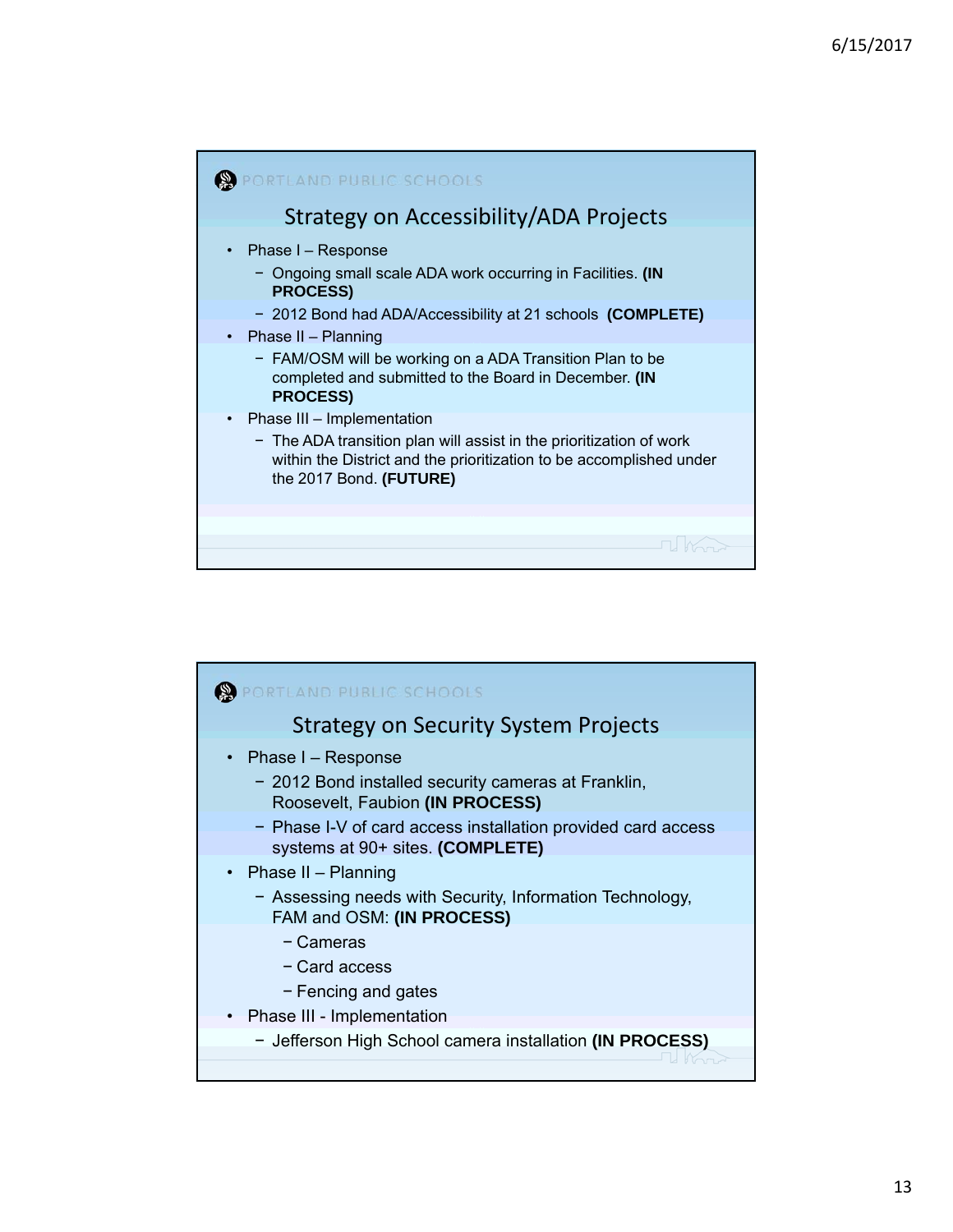PORTLAND PUBLIC SCHOOLS

## Strategy on Accessibility/ADA Projects

- Phase I – Response
  - Ongoing small scale ADA work occurring in Facilities. **(IN PROCESS)**
  - 2012 Bond had ADA/Accessibility at 21 schools **(COMPLETE)**
- Phase II – Planning
  - FAM/OSM will be working on a ADA Transition Plan to be completed and submitted to the Board in December. **(IN PROCESS)**
- Phase III – Implementation
  - The ADA transition plan will assist in the prioritization of work within the District and the prioritization to be accomplished under the 2017 Bond. **(FUTURE)**

PORTLAND PUBLIC SCHOOLS

## Strategy on Security System Projects

- Phase I – Response
  - 2012 Bond installed security cameras at Franklin, Roosevelt, Faubion **(IN PROCESS)**
  - Phase I-V of card access installation provided card access systems at 90+ sites. **(COMPLETE)**
- Phase II – Planning
  - Assessing needs with Security, Information Technology, FAM and OSM: **(IN PROCESS)**
    - Cameras
    - Card access
    - Fencing and gates
- Phase III - Implementation
  - Jefferson High School camera installation **(IN PROCESS)**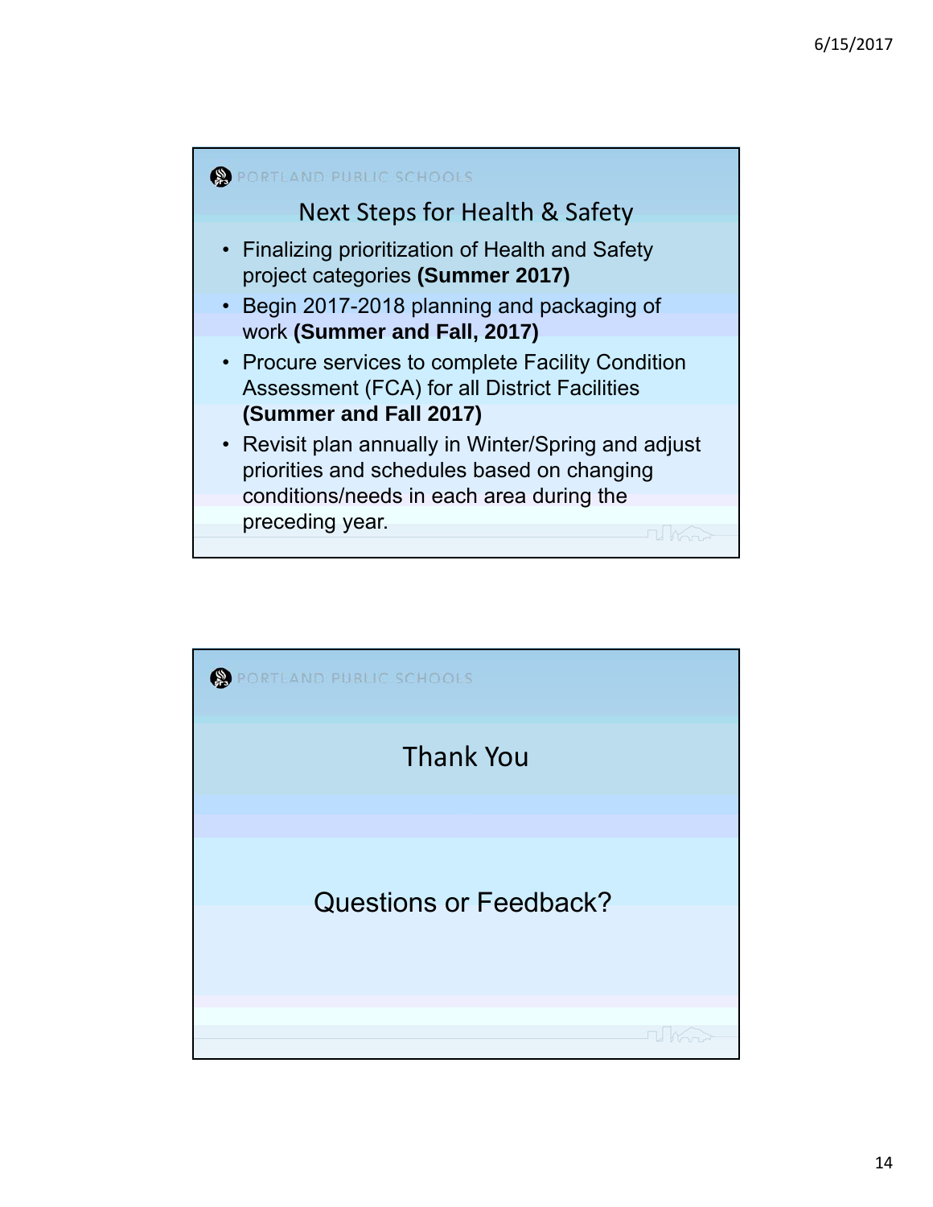PORTLAND PUBLIC SCHOOLS

## Next Steps for Health & Safety

- Finalizing prioritization of Health and Safety project categories **(Summer 2017)**
- Begin 2017-2018 planning and packaging of work **(Summer and Fall, 2017)**
- Procure services to complete Facility Condition Assessment (FCA) for all District Facilities **(Summer and Fall 2017)**
- Revisit plan annually in Winter/Spring and adjust priorities and schedules based on changing conditions/needs in each area during the preceding year.

PORTLAND PUBLIC SCHOOLS

## Thank You

Questions or Feedback?